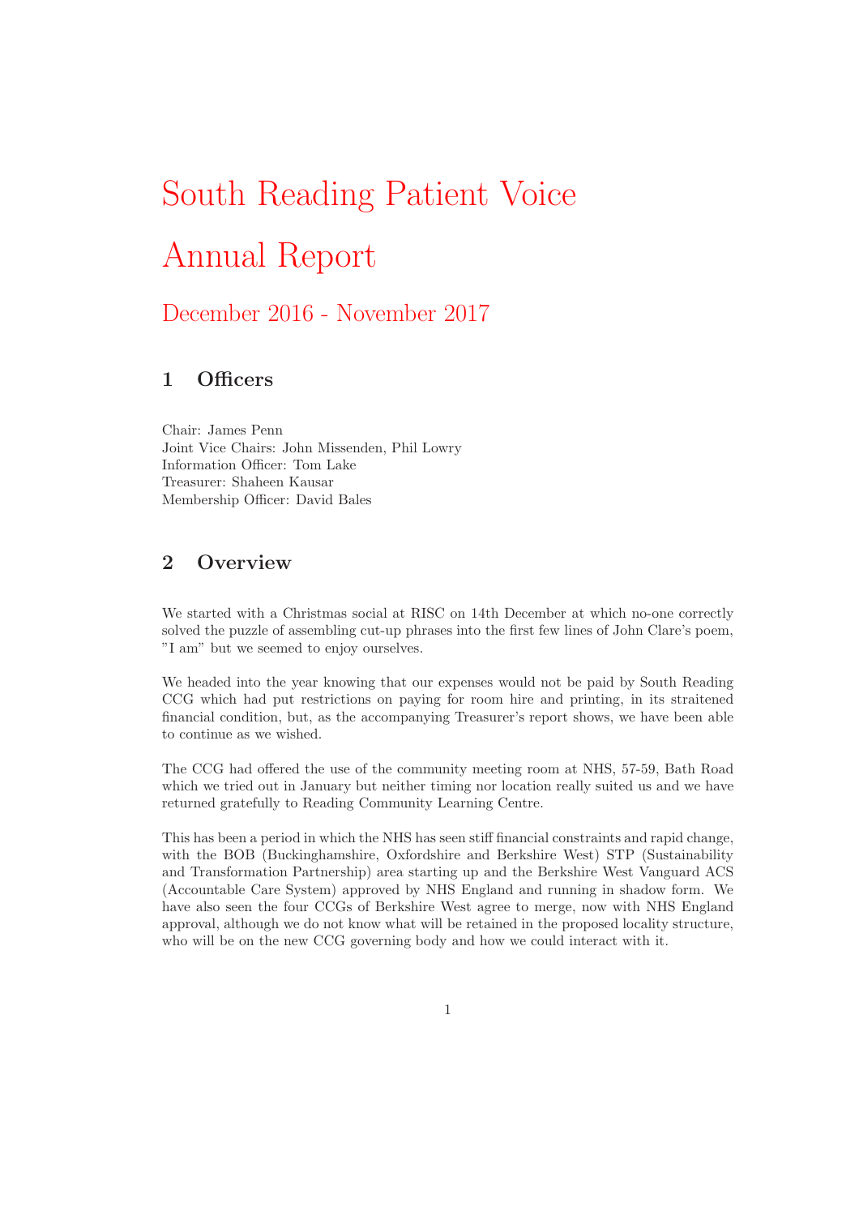# South Reading Patient Voice

# Annual Report

## December 2016 - November 2017

## 1 Officers

Chair: James Penn
Joint Vice Chairs: John Missenden, Phil Lowry
Information Officer: Tom Lake
Treasurer: Shaheen Kausar
Membership Officer: David Bales

## 2 Overview

We started with a Christmas social at RISC on 14th December at which no-one correctly solved the puzzle of assembling cut-up phrases into the first few lines of John Clare's poem, "I am" but we seemed to enjoy ourselves.

We headed into the year knowing that our expenses would not be paid by South Reading CCG which had put restrictions on paying for room hire and printing, in its straitened financial condition, but, as the accompanying Treasurer's report shows, we have been able to continue as we wished.

The CCG had offered the use of the community meeting room at NHS, 57-59, Bath Road which we tried out in January but neither timing nor location really suited us and we have returned gratefully to Reading Community Learning Centre.

This has been a period in which the NHS has seen stiff financial constraints and rapid change, with the BOB (Buckinghamshire, Oxfordshire and Berkshire West) STP (Sustainability and Transformation Partnership) area starting up and the Berkshire West Vanguard ACS (Accountable Care System) approved by NHS England and running in shadow form. We have also seen the four CCGs of Berkshire West agree to merge, now with NHS England approval, although we do not know what will be retained in the proposed locality structure, who will be on the new CCG governing body and how we could interact with it.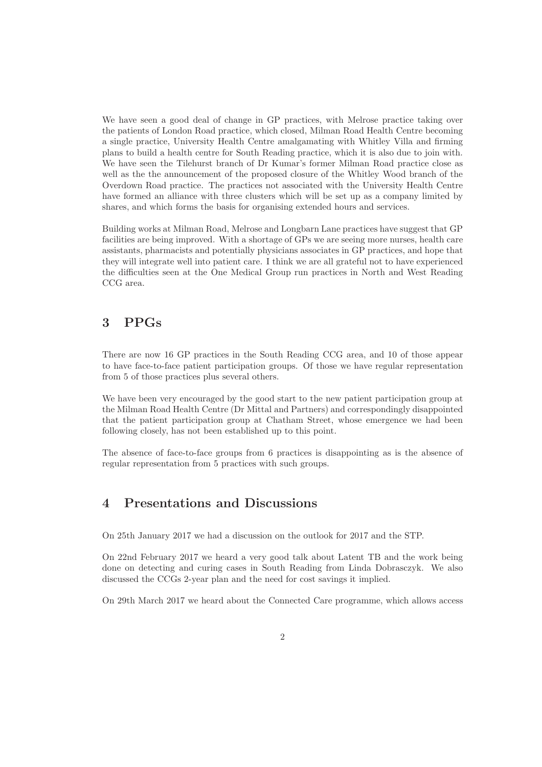We have seen a good deal of change in GP practices, with Melrose practice taking over the patients of London Road practice, which closed, Milman Road Health Centre becoming a single practice, University Health Centre amalgamating with Whitley Villa and firming plans to build a health centre for South Reading practice, which it is also due to join with. We have seen the Tilehurst branch of Dr Kumar's former Milman Road practice close as well as the the announcement of the proposed closure of the Whitley Wood branch of the Overdown Road practice. The practices not associated with the University Health Centre have formed an alliance with three clusters which will be set up as a company limited by shares, and which forms the basis for organising extended hours and services.

Building works at Milman Road, Melrose and Longbarn Lane practices have suggest that GP facilities are being improved. With a shortage of GPs we are seeing more nurses, health care assistants, pharmacists and potentially physicians associates in GP practices, and hope that they will integrate well into patient care. I think we are all grateful not to have experienced the difficulties seen at the One Medical Group run practices in North and West Reading CCG area.

## 3 PPGs

There are now 16 GP practices in the South Reading CCG area, and 10 of those appear to have face-to-face patient participation groups. Of those we have regular representation from 5 of those practices plus several others.

We have been very encouraged by the good start to the new patient participation group at the Milman Road Health Centre (Dr Mittal and Partners) and correspondingly disappointed that the patient participation group at Chatham Street, whose emergence we had been following closely, has not been established up to this point.

The absence of face-to-face groups from 6 practices is disappointing as is the absence of regular representation from 5 practices with such groups.

## 4 Presentations and Discussions

On 25th January 2017 we had a discussion on the outlook for 2017 and the STP.

On 22nd February 2017 we heard a very good talk about Latent TB and the work being done on detecting and curing cases in South Reading from Linda Dobrasczyk. We also discussed the CCGs 2-year plan and the need for cost savings it implied.

On 29th March 2017 we heard about the Connected Care programme, which allows access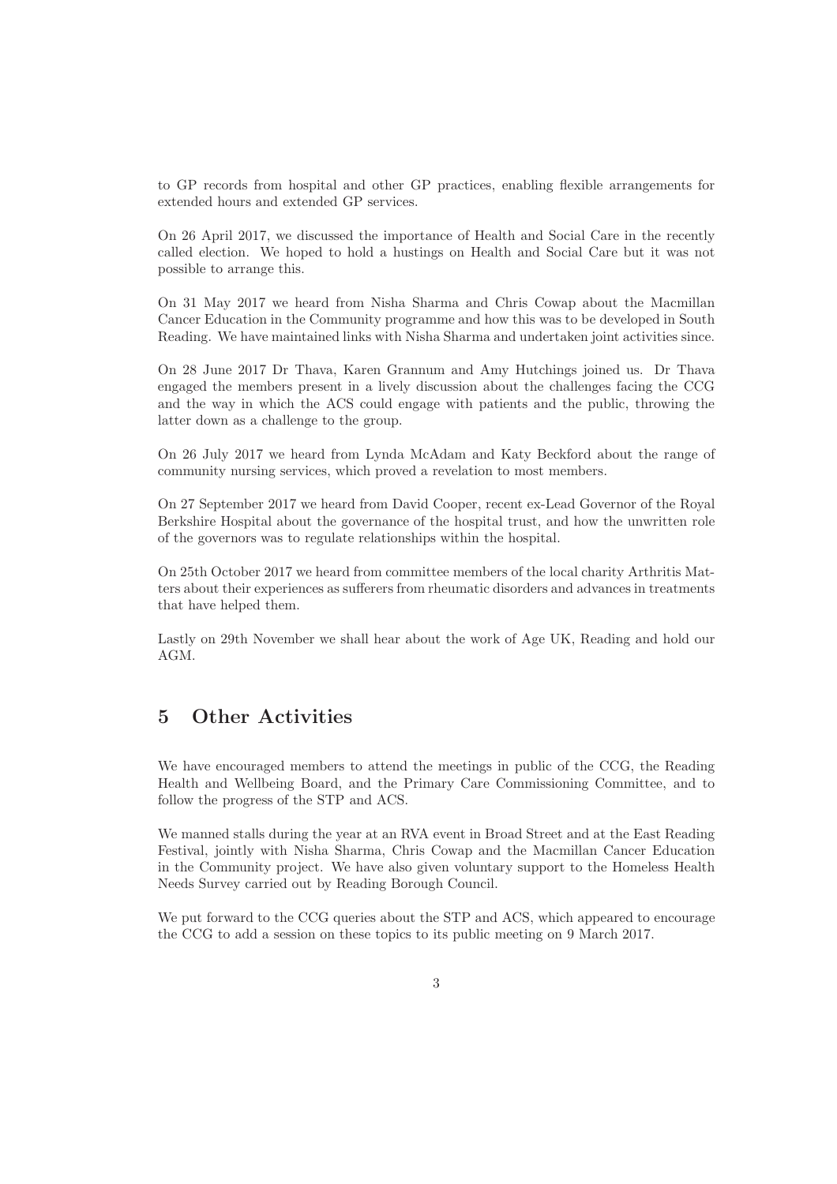to GP records from hospital and other GP practices, enabling flexible arrangements for extended hours and extended GP services.

On 26 April 2017, we discussed the importance of Health and Social Care in the recently called election. We hoped to hold a hustings on Health and Social Care but it was not possible to arrange this.

On 31 May 2017 we heard from Nisha Sharma and Chris Cowap about the Macmillan Cancer Education in the Community programme and how this was to be developed in South Reading. We have maintained links with Nisha Sharma and undertaken joint activities since.

On 28 June 2017 Dr Thava, Karen Grannum and Amy Hutchings joined us. Dr Thava engaged the members present in a lively discussion about the challenges facing the CCG and the way in which the ACS could engage with patients and the public, throwing the latter down as a challenge to the group.

On 26 July 2017 we heard from Lynda McAdam and Katy Beckford about the range of community nursing services, which proved a revelation to most members.

On 27 September 2017 we heard from David Cooper, recent ex-Lead Governor of the Royal Berkshire Hospital about the governance of the hospital trust, and how the unwritten role of the governors was to regulate relationships within the hospital.

On 25th October 2017 we heard from committee members of the local charity Arthritis Matters about their experiences as sufferers from rheumatic disorders and advances in treatments that have helped them.

Lastly on 29th November we shall hear about the work of Age UK, Reading and hold our AGM.

## 5 Other Activities

We have encouraged members to attend the meetings in public of the CCG, the Reading Health and Wellbeing Board, and the Primary Care Commissioning Committee, and to follow the progress of the STP and ACS.

We manned stalls during the year at an RVA event in Broad Street and at the East Reading Festival, jointly with Nisha Sharma, Chris Cowap and the Macmillan Cancer Education in the Community project. We have also given voluntary support to the Homeless Health Needs Survey carried out by Reading Borough Council.

We put forward to the CCG queries about the STP and ACS, which appeared to encourage the CCG to add a session on these topics to its public meeting on 9 March 2017.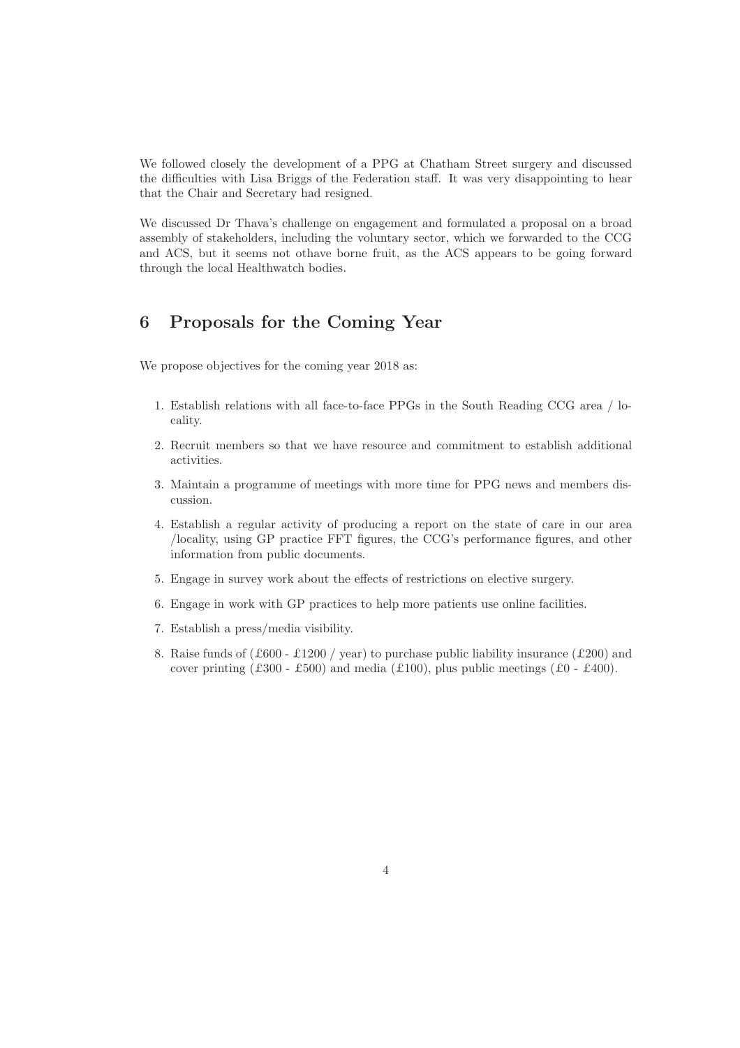We followed closely the development of a PPG at Chatham Street surgery and discussed the difficulties with Lisa Briggs of the Federation staff. It was very disappointing to hear that the Chair and Secretary had resigned.

We discussed Dr Thava's challenge on engagement and formulated a proposal on a broad assembly of stakeholders, including the voluntary sector, which we forwarded to the CCG and ACS, but it seems not othave borne fruit, as the ACS appears to be going forward through the local Healthwatch bodies.

## 6 Proposals for the Coming Year

We propose objectives for the coming year 2018 as:

1. Establish relations with all face-to-face PPGs in the South Reading CCG area / locality.
2. Recruit members so that we have resource and commitment to establish additional activities.
3. Maintain a programme of meetings with more time for PPG news and members discussion.
4. Establish a regular activity of producing a report on the state of care in our area /locality, using GP practice FFT figures, the CCG's performance figures, and other information from public documents.
5. Engage in survey work about the effects of restrictions on elective surgery.
6. Engage in work with GP practices to help more patients use online facilities.
7. Establish a press/media visibility.
8. Raise funds of (£600 - £1200 / year) to purchase public liability insurance (£200) and cover printing (£300 - £500) and media (£100), plus public meetings (£0 - £400).